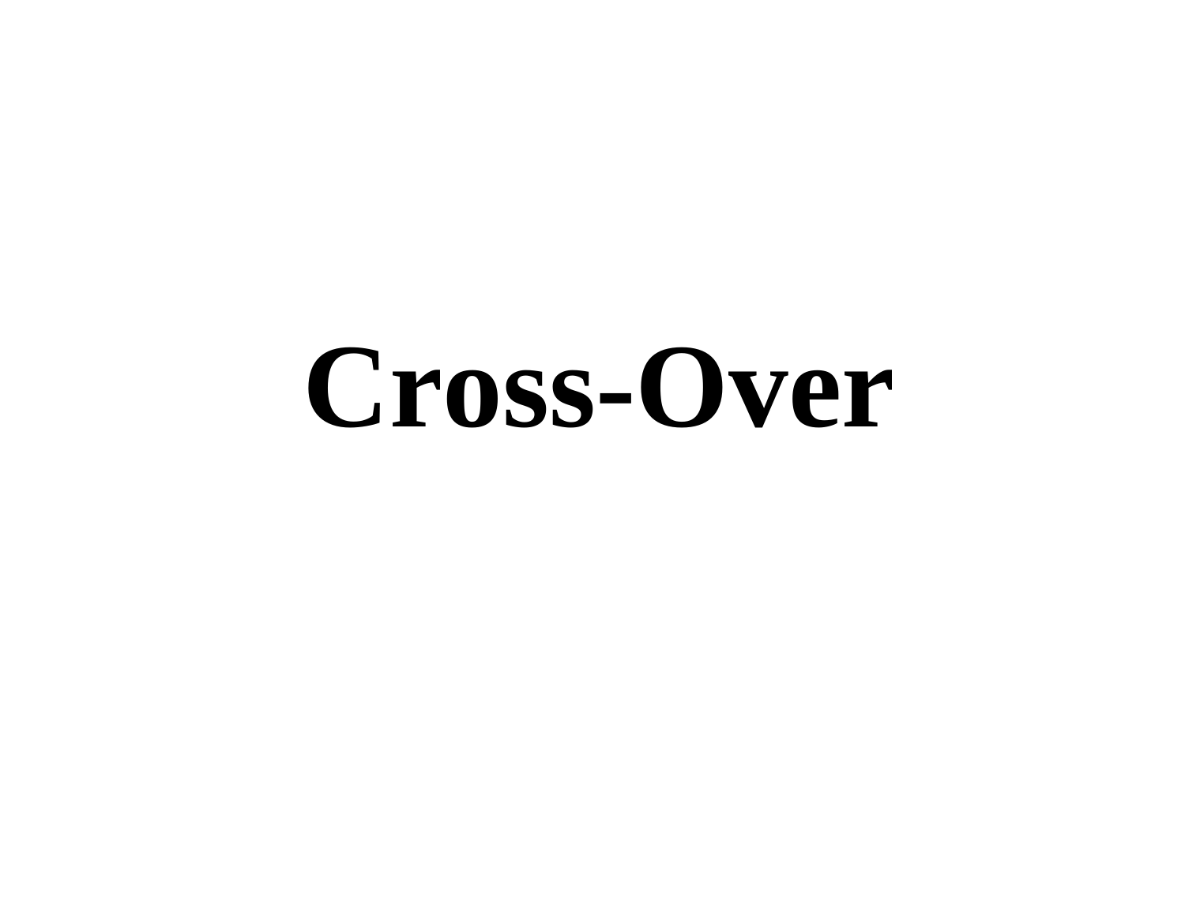# Cross-Over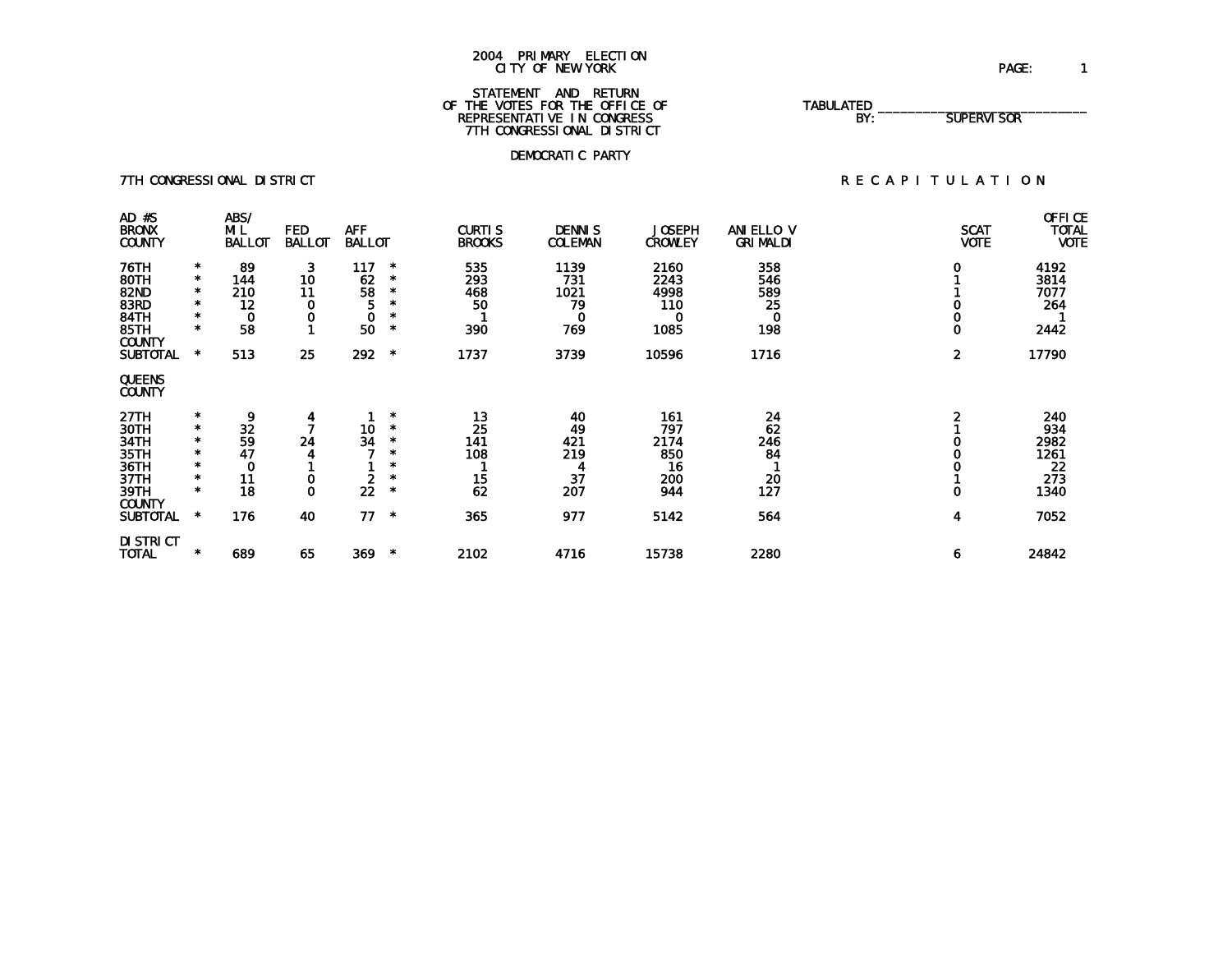# 2004 PRIMARY ELECTION
## CITY OF NEW YORK

STATEMENT AND RETURN
OF THE VOTES FOR THE OFFICE OF
REPRESENTATIVE IN CONGRESS
7TH CONGRESSIONAL DISTRICT

TABULATED BY: ____________________ SUPERVISOR

DEMOCRATIC PARTY

7TH CONGRESSIONAL DISTRICT — RECAPITULATION

| AD #S BRONX COUNTY | | ABS/ MIL BALLOT | FED BALLOT | AFF BALLOT | | CURTIS BROOKS | DENNIS COLEMAN | JOSEPH CROWLEY | ANIELLO V GRIMALDI | SCAT VOTE | OFFICE TOTAL VOTE |
|---|---|---|---|---|---|---|---|---|---|---|---|
| 76TH | * | 89 | 3 | 117 | * | 535 | 1139 | 2160 | 358 | 0 | 4192 |
| 80TH | * | 144 | 10 | 62 | * | 293 | 731 | 2243 | 546 | 1 | 3814 |
| 82ND | * | 210 | 11 | 58 | * | 468 | 1021 | 4998 | 589 | 1 | 7077 |
| 83RD | * | 12 | 0 | 5 | * | 50 | 79 | 110 | 25 | 0 | 264 |
| 84TH | * | 0 | 0 | 0 | * | 1 | 0 | 0 | 0 | 0 | 1 |
| 85TH | * | 58 | 1 | 50 | * | 390 | 769 | 1085 | 198 | 0 | 2442 |
| COUNTY SUBTOTAL | * | 513 | 25 | 292 | * | 1737 | 3739 | 10596 | 1716 | 2 | 17790 |
| QUEENS COUNTY | | | | | | | | | | | |
| 27TH | * | 9 | 4 | 1 | * | 13 | 40 | 161 | 24 | 2 | 240 |
| 30TH | * | 32 | 7 | 10 | * | 25 | 49 | 797 | 62 | 1 | 934 |
| 34TH | * | 59 | 24 | 34 | * | 141 | 421 | 2174 | 246 | 0 | 2982 |
| 35TH | * | 47 | 4 | 7 | * | 108 | 219 | 850 | 84 | 0 | 1261 |
| 36TH | * | 0 | 1 | 1 | * | 1 | 4 | 16 | 1 | 0 | 22 |
| 37TH | * | 11 | 0 | 2 | * | 15 | 37 | 200 | 20 | 1 | 273 |
| 39TH | * | 18 | 0 | 22 | * | 62 | 207 | 944 | 127 | 0 | 1340 |
| COUNTY SUBTOTAL | * | 176 | 40 | 77 | * | 365 | 977 | 5142 | 564 | 4 | 7052 |
| DISTRICT TOTAL | * | 689 | 65 | 369 | * | 2102 | 4716 | 15738 | 2280 | 6 | 24842 |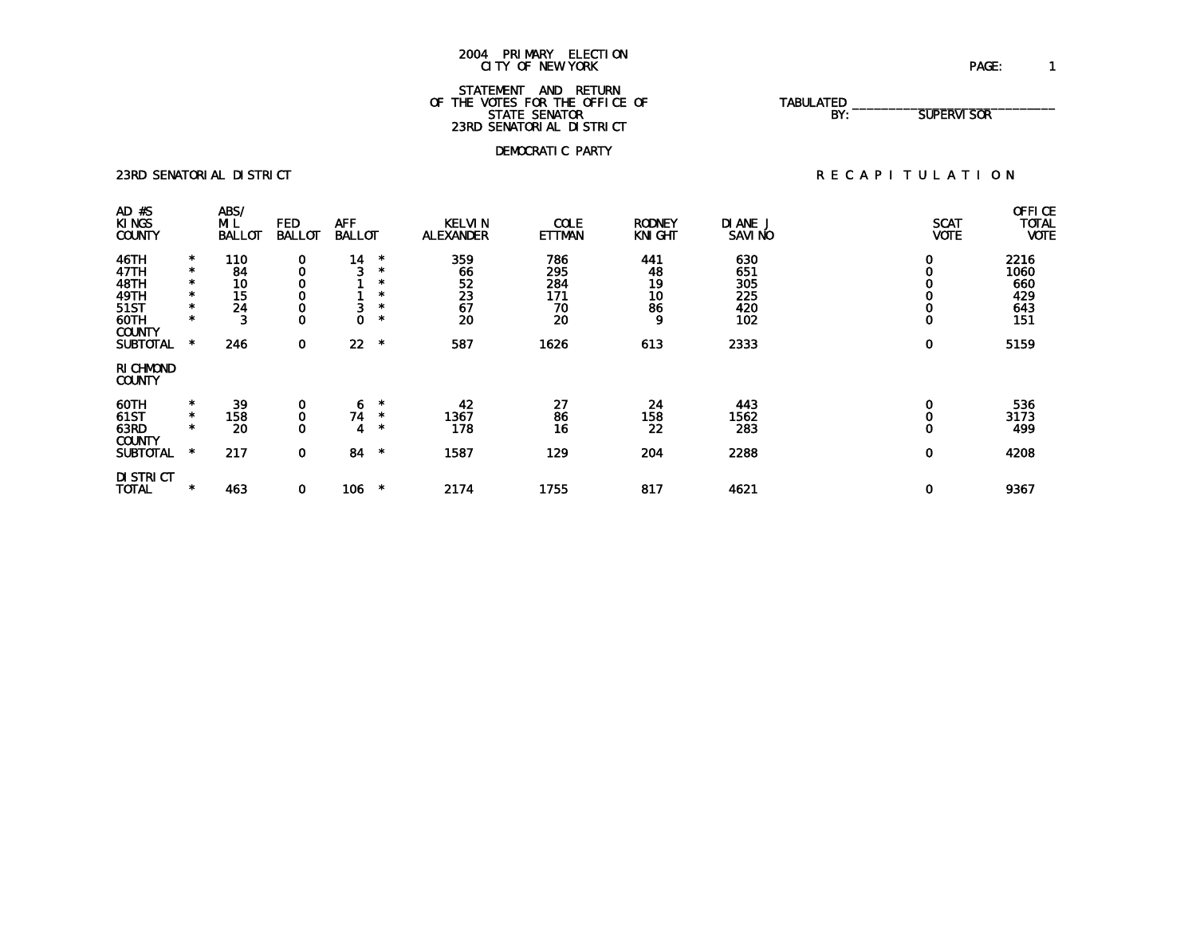2004 PRIMARY ELECTION
CITY OF NEW YORK

STATEMENT AND RETURN
OF THE VOTES FOR THE OFFICE OF
STATE SENATOR
23RD SENATORIAL DISTRICT

TABULATED BY: _____________________________ SUPERVISOR

DEMOCRATIC PARTY

23RD SENATORIAL DISTRICT — R E C A P I T U L A T I O N

| AD #S KINGS COUNTY | | ABS/ MIL BALLOT | FED BALLOT | AFF BALLOT | | KELVIN ALEXANDER | COLE ETTMAN | RODNEY KNIGHT | DIANE J SAVINO | SCAT VOTE | OFFICE TOTAL VOTE |
|---|---|---|---|---|---|---|---|---|---|---|---|
| 46TH | * | 110 | 0 | 14 | * | 359 | 786 | 441 | 630 | 0 | 2216 |
| 47TH | * | 84 | 0 | 3 | * | 66 | 295 | 48 | 651 | 0 | 1060 |
| 48TH | * | 10 | 0 | 1 | * | 52 | 284 | 19 | 305 | 0 | 660 |
| 49TH | * | 15 | 0 | 1 | * | 23 | 171 | 10 | 225 | 0 | 429 |
| 51ST | * | 24 | 0 | 3 | * | 67 | 70 | 86 | 420 | 0 | 643 |
| 60TH | * | 3 | 0 | 0 | * | 20 | 20 | 9 | 102 | 0 | 151 |
| COUNTY SUBTOTAL | * | 246 | 0 | 22 | * | 587 | 1626 | 613 | 2333 | 0 | 5159 |
| RICHMOND COUNTY | | | | | | | | | | | |
| 60TH | * | 39 | 0 | 6 | * | 42 | 27 | 24 | 443 | 0 | 536 |
| 61ST | * | 158 | 0 | 74 | * | 1367 | 86 | 158 | 1562 | 0 | 3173 |
| 63RD | * | 20 | 0 | 4 | * | 178 | 16 | 22 | 283 | 0 | 499 |
| COUNTY SUBTOTAL | * | 217 | 0 | 84 | * | 1587 | 129 | 204 | 2288 | 0 | 4208 |
| DISTRICT TOTAL | * | 463 | 0 | 106 | * | 2174 | 1755 | 817 | 4621 | 0 | 9367 |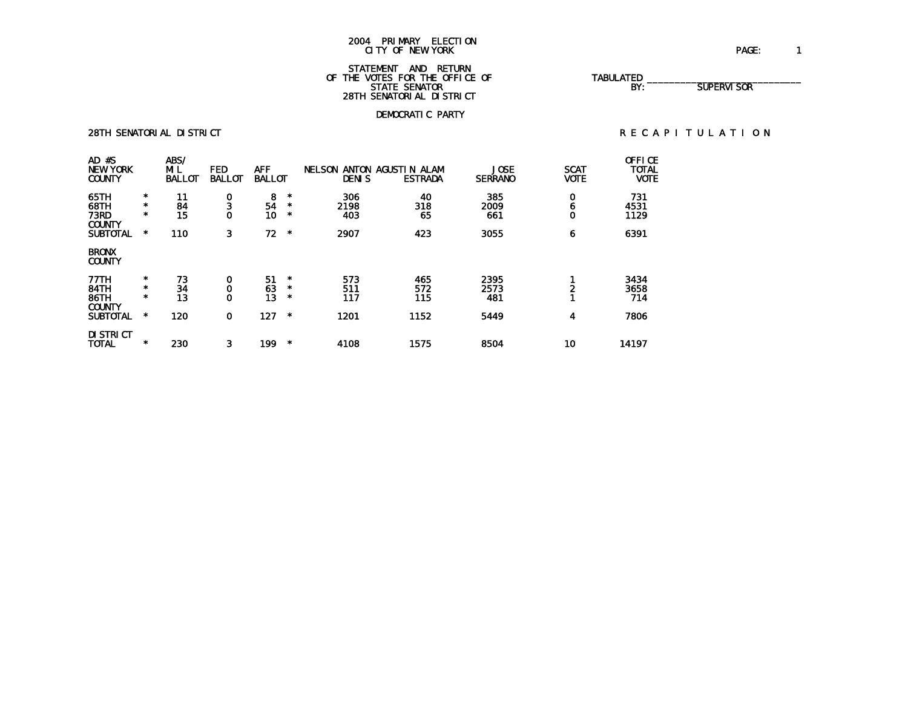2004 PRIMARY ELECTION
CITY OF NEW YORK

STATEMENT AND RETURN
OF THE VOTES FOR THE OFFICE OF
STATE SENATOR
28TH SENATORIAL DISTRICT

TABULATED BY: ____________________________ SUPERVISOR

DEMOCRATIC PARTY

28TH SENATORIAL DISTRICT

R E C A P I T U L A T I O N

| AD #S NEW YORK COUNTY | | ABS/ MIL BALLOT | FED BALLOT | AFF BALLOT | | NELSON ANTON DENIS | AGUSTIN ALAM ESTRADA | JOSE SERRANO | SCAT VOTE | OFFICE TOTAL VOTE |
|---|---|---|---|---|---|---|---|---|---|---|
| 65TH | * | 11 | 0 | 8 | * | 306 | 40 | 385 | 0 | 731 |
| 68TH | * | 84 | 3 | 54 | * | 2198 | 318 | 2009 | 6 | 4531 |
| 73RD | * | 15 | 0 | 10 | * | 403 | 65 | 661 | 0 | 1129 |
| COUNTY SUBTOTAL | * | 110 | 3 | 72 | * | 2907 | 423 | 3055 | 6 | 6391 |
| BRONX COUNTY | | | | | | | | | | |
| 77TH | * | 73 | 0 | 51 | * | 573 | 465 | 2395 | 1 | 3434 |
| 84TH | * | 34 | 0 | 63 | * | 511 | 572 | 2573 | 2 | 3658 |
| 86TH | * | 13 | 0 | 13 | * | 117 | 115 | 481 | 1 | 714 |
| COUNTY SUBTOTAL | * | 120 | 0 | 127 | * | 1201 | 1152 | 5449 | 4 | 7806 |
| DISTRICT TOTAL | * | 230 | 3 | 199 | * | 4108 | 1575 | 8504 | 10 | 14197 |